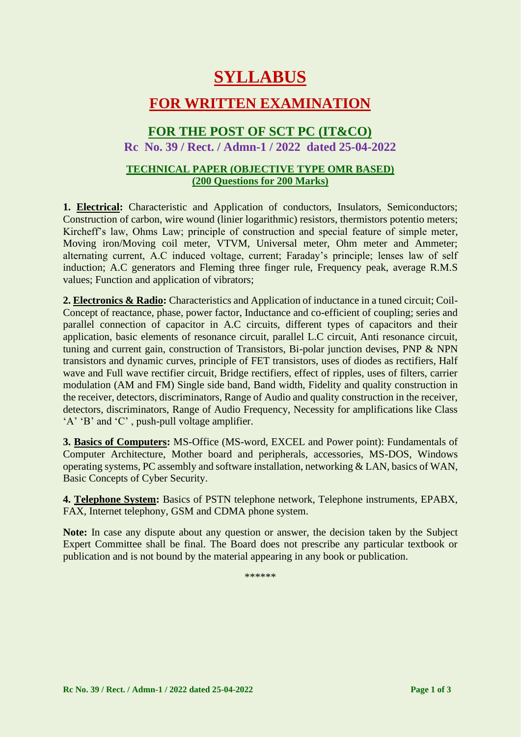# SYLLABUS

## FOR WRITTEN EXAMINATION

### FOR THE POST OF SCT PC (IT&CO)

### Rc No. 39 / Rect. / Admn-1 / 2022 dated 25-04-2022

#### TECHNICAL PAPER (OBJECTIVE TYPE OMR BASED)
#### (200 Questions for 200 Marks)

**1. Electrical:** Characteristic and Application of conductors, Insulators, Semiconductors; Construction of carbon, wire wound (linier logarithmic) resistors, thermistors potentio meters; Kircheff's law, Ohms Law; principle of construction and special feature of simple meter, Moving iron/Moving coil meter, VTVM, Universal meter, Ohm meter and Ammeter; alternating current, A.C induced voltage, current; Faraday's principle; lenses law of self induction; A.C generators and Fleming three finger rule, Frequency peak, average R.M.S values; Function and application of vibrators;

**2. Electronics & Radio:** Characteristics and Application of inductance in a tuned circuit; Coil-Concept of reactance, phase, power factor, Inductance and co-efficient of coupling; series and parallel connection of capacitor in A.C circuits, different types of capacitors and their application, basic elements of resonance circuit, parallel L.C circuit, Anti resonance circuit, tuning and current gain, construction of Transistors, Bi-polar junction devises, PNP & NPN transistors and dynamic curves, principle of FET transistors, uses of diodes as rectifiers, Half wave and Full wave rectifier circuit, Bridge rectifiers, effect of ripples, uses of filters, carrier modulation (AM and FM) Single side band, Band width, Fidelity and quality construction in the receiver, detectors, discriminators, Range of Audio and quality construction in the receiver, detectors, discriminators, Range of Audio Frequency, Necessity for amplifications like Class 'A' 'B' and 'C' , push-pull voltage amplifier.

**3. Basics of Computers:** MS-Office (MS-word, EXCEL and Power point): Fundamentals of Computer Architecture, Mother board and peripherals, accessories, MS-DOS, Windows operating systems, PC assembly and software installation, networking & LAN, basics of WAN, Basic Concepts of Cyber Security.

**4. Telephone System:** Basics of PSTN telephone network, Telephone instruments, EPABX, FAX, Internet telephony, GSM and CDMA phone system.

**Note:** In case any dispute about any question or answer, the decision taken by the Subject Expert Committee shall be final. The Board does not prescribe any particular textbook or publication and is not bound by the material appearing in any book or publication.

******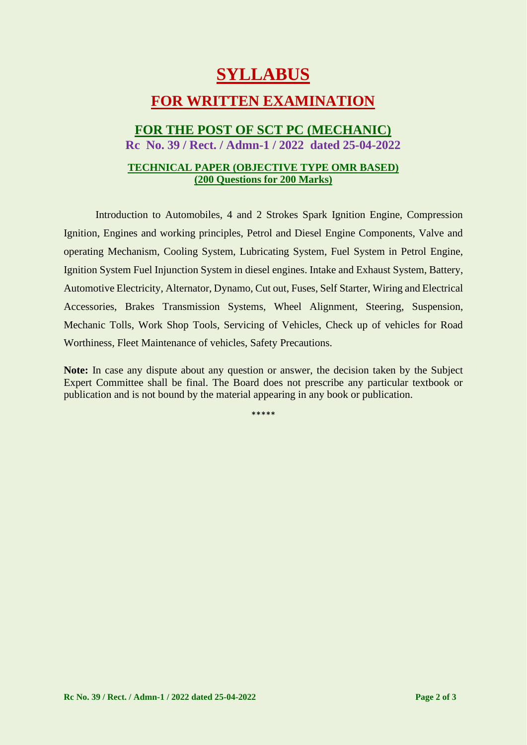# SYLLABUS

## FOR WRITTEN EXAMINATION

### FOR THE POST OF SCT PC (MECHANIC)

**Rc No. 39 / Rect. / Admn-1 / 2022 dated 25-04-2022**

**TECHNICAL PAPER (OBJECTIVE TYPE OMR BASED)**
**(200 Questions for 200 Marks)**

Introduction to Automobiles, 4 and 2 Strokes Spark Ignition Engine, Compression Ignition, Engines and working principles, Petrol and Diesel Engine Components, Valve and operating Mechanism, Cooling System, Lubricating System, Fuel System in Petrol Engine, Ignition System Fuel Injunction System in diesel engines. Intake and Exhaust System, Battery, Automotive Electricity, Alternator, Dynamo, Cut out, Fuses, Self Starter, Wiring and Electrical Accessories, Brakes Transmission Systems, Wheel Alignment, Steering, Suspension, Mechanic Tolls, Work Shop Tools, Servicing of Vehicles, Check up of vehicles for Road Worthiness, Fleet Maintenance of vehicles, Safety Precautions.

**Note:** In case any dispute about any question or answer, the decision taken by the Subject Expert Committee shall be final. The Board does not prescribe any particular textbook or publication and is not bound by the material appearing in any book or publication.

*****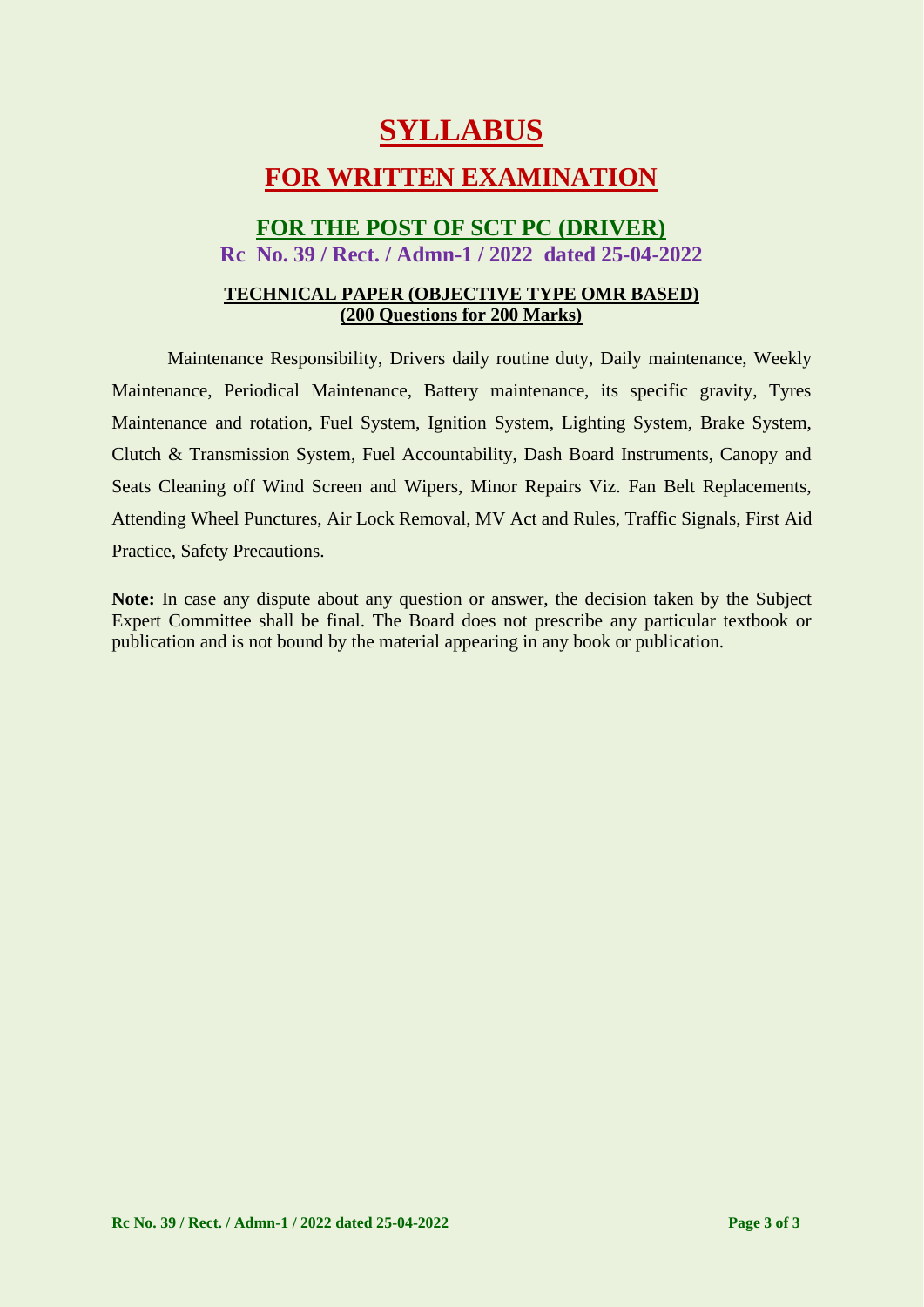# SYLLABUS

## FOR WRITTEN EXAMINATION

### FOR THE POST OF SCT PC (DRIVER)

**Rc No. 39 / Rect. / Admn-1 / 2022 dated 25-04-2022**

**TECHNICAL PAPER (OBJECTIVE TYPE OMR BASED)**
**(200 Questions for 200 Marks)**

Maintenance Responsibility, Drivers daily routine duty, Daily maintenance, Weekly Maintenance, Periodical Maintenance, Battery maintenance, its specific gravity, Tyres Maintenance and rotation, Fuel System, Ignition System, Lighting System, Brake System, Clutch & Transmission System, Fuel Accountability, Dash Board Instruments, Canopy and Seats Cleaning off Wind Screen and Wipers, Minor Repairs Viz. Fan Belt Replacements, Attending Wheel Punctures, Air Lock Removal, MV Act and Rules, Traffic Signals, First Aid Practice, Safety Precautions.

**Note:** In case any dispute about any question or answer, the decision taken by the Subject Expert Committee shall be final. The Board does not prescribe any particular textbook or publication and is not bound by the material appearing in any book or publication.